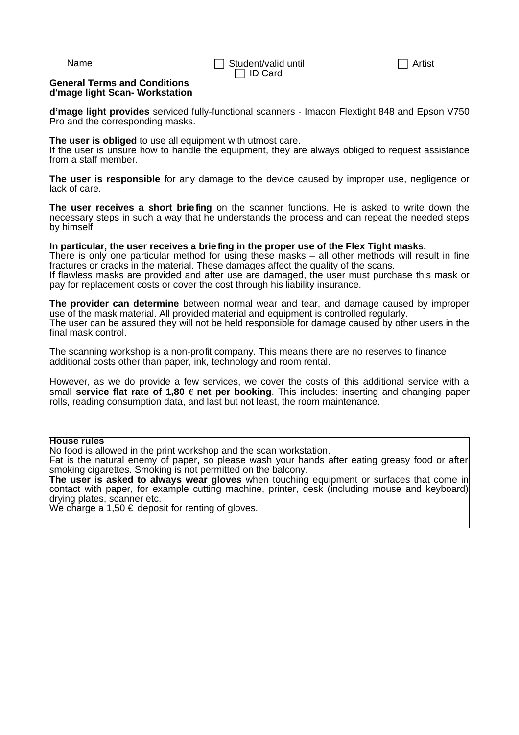Name ☐ Student/valid until ☐ Artist
☐ ID Card

**General Terms and Conditions**
**d'mage light Scan- Workstation**

**d'mage light provides** serviced fully-functional scanners - Imacon Flextight 848 and Epson V750 Pro and the corresponding masks.

**The user is obliged** to use all equipment with utmost care.
If the user is unsure how to handle the equipment, they are always obliged to request assistance from a staff member.

**The user is responsible** for any damage to the device caused by improper use, negligence or lack of care.

**The user receives a short briefing** on the scanner functions. He is asked to write down the necessary steps in such a way that he understands the process and can repeat the needed steps by himself.

**In particular, the user receives a briefing in the proper use of the Flex Tight masks.**
There is only one particular method for using these masks – all other methods will result in fine fractures or cracks in the material. These damages affect the quality of the scans.
If flawless masks are provided and after use are damaged, the user must purchase this mask or pay for replacement costs or cover the cost through his liability insurance.

**The provider can determine** between normal wear and tear, and damage caused by improper use of the mask material. All provided material and equipment is controlled regularly.
The user can be assured they will not be held responsible for damage caused by other users in the final mask control.

The scanning workshop is a non-profit company. This means there are no reserves to finance additional costs other than paper, ink, technology and room rental.

However, as we do provide a few services, we cover the costs of this additional service with a small **service flat rate of 1,80 € net per booking**. This includes: inserting and changing paper rolls, reading consumption data, and last but not least, the room maintenance.

**House rules**
No food is allowed in the print workshop and the scan workstation.
Fat is the natural enemy of paper, so please wash your hands after eating greasy food or after smoking cigarettes. Smoking is not permitted on the balcony.
**The user is asked to always wear gloves** when touching equipment or surfaces that come in contact with paper, for example cutting machine, printer, desk (including mouse and keyboard) drying plates, scanner etc.
We charge a 1,50 € deposit for renting of gloves.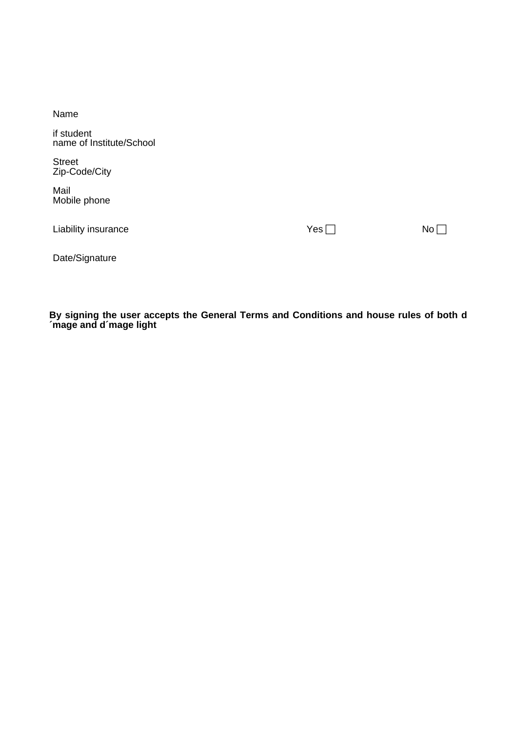Name

if student
name of Institute/School

Street
Zip-Code/City

Mail
Mobile phone

Liability insurance Yes ☐ No ☐

Date/Signature

**By signing the user accepts the General Terms and Conditions and house rules of both d´mage and d´mage light**